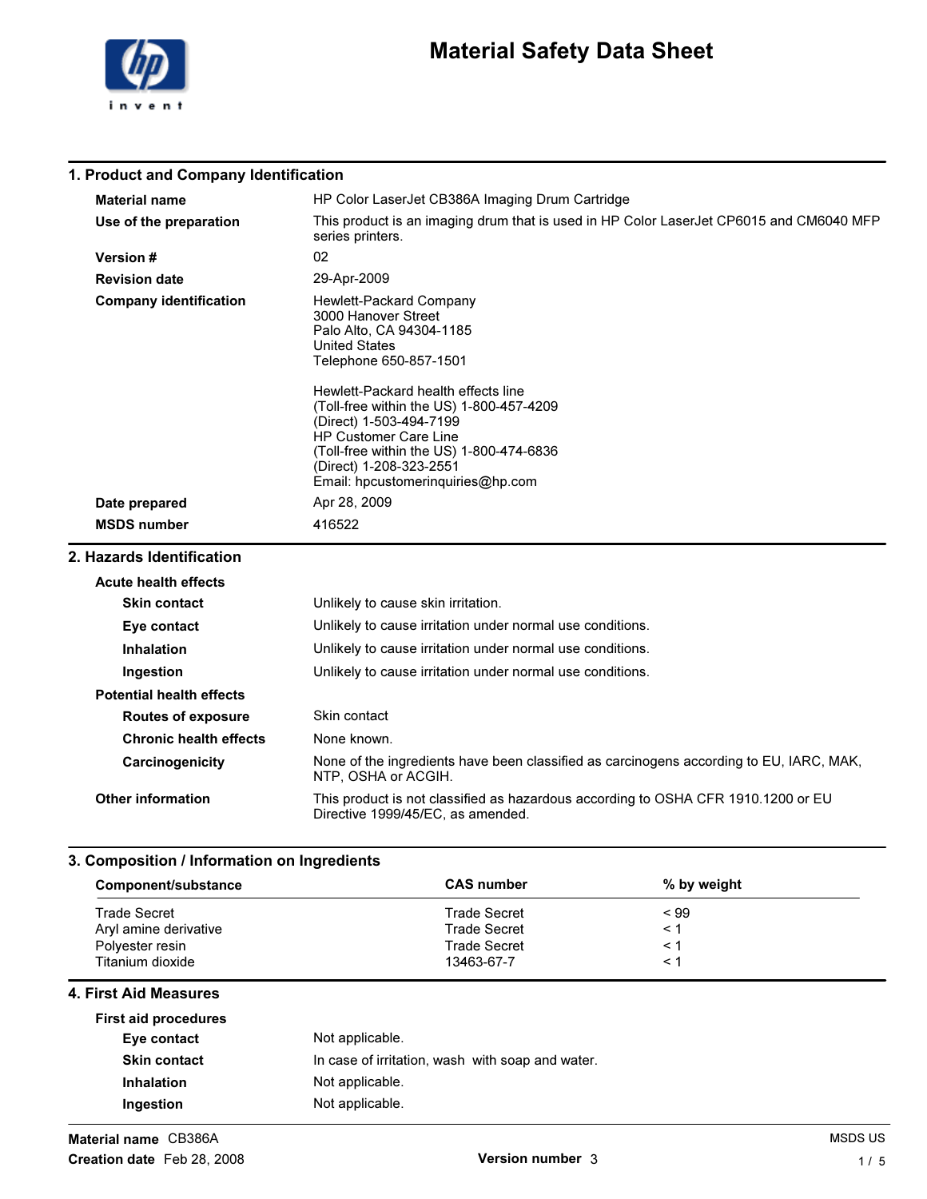# Material Safety Data Sheet

## 1. Product and Company Identification

**Material name** HP Color LaserJet CB386A Imaging Drum Cartridge

**Use of the preparation** This product is an imaging drum that is used in HP Color LaserJet CP6015 and CM6040 MFP series printers.

**Version #** 02

**Revision date** 29-Apr-2009

**Company identification**
Hewlett-Packard Company
3000 Hanover Street
Palo Alto, CA 94304-1185
United States
Telephone 650-857-1501

Hewlett-Packard health effects line
(Toll-free within the US) 1-800-457-4209
(Direct) 1-503-494-7199
HP Customer Care Line
(Toll-free within the US) 1-800-474-6836
(Direct) 1-208-323-2551
Email: hpcustomerinquiries@hp.com

**Date prepared** Apr 28, 2009

**MSDS number** 416522

## 2. Hazards Identification

**Acute health effects**

- **Skin contact** Unlikely to cause skin irritation.
- **Eye contact** Unlikely to cause irritation under normal use conditions.
- **Inhalation** Unlikely to cause irritation under normal use conditions.
- **Ingestion** Unlikely to cause irritation under normal use conditions.

**Potential health effects**

- **Routes of exposure** Skin contact
- **Chronic health effects** None known.
- **Carcinogenicity** None of the ingredients have been classified as carcinogens according to EU, IARC, MAK, NTP, OSHA or ACGIH.

**Other information** This product is not classified as hazardous according to OSHA CFR 1910.1200 or EU Directive 1999/45/EC, as amended.

## 3. Composition / Information on Ingredients

| Component/substance | CAS number | % by weight |
| --- | --- | --- |
| Trade Secret | Trade Secret | < 99 |
| Aryl amine derivative | Trade Secret | < 1 |
| Polyester resin | Trade Secret | < 1 |
| Titanium dioxide | 13463-67-7 | < 1 |

## 4. First Aid Measures

**First aid procedures**

- **Eye contact** Not applicable.
- **Skin contact** In case of irritation, wash with soap and water.
- **Inhalation** Not applicable.
- **Ingestion** Not applicable.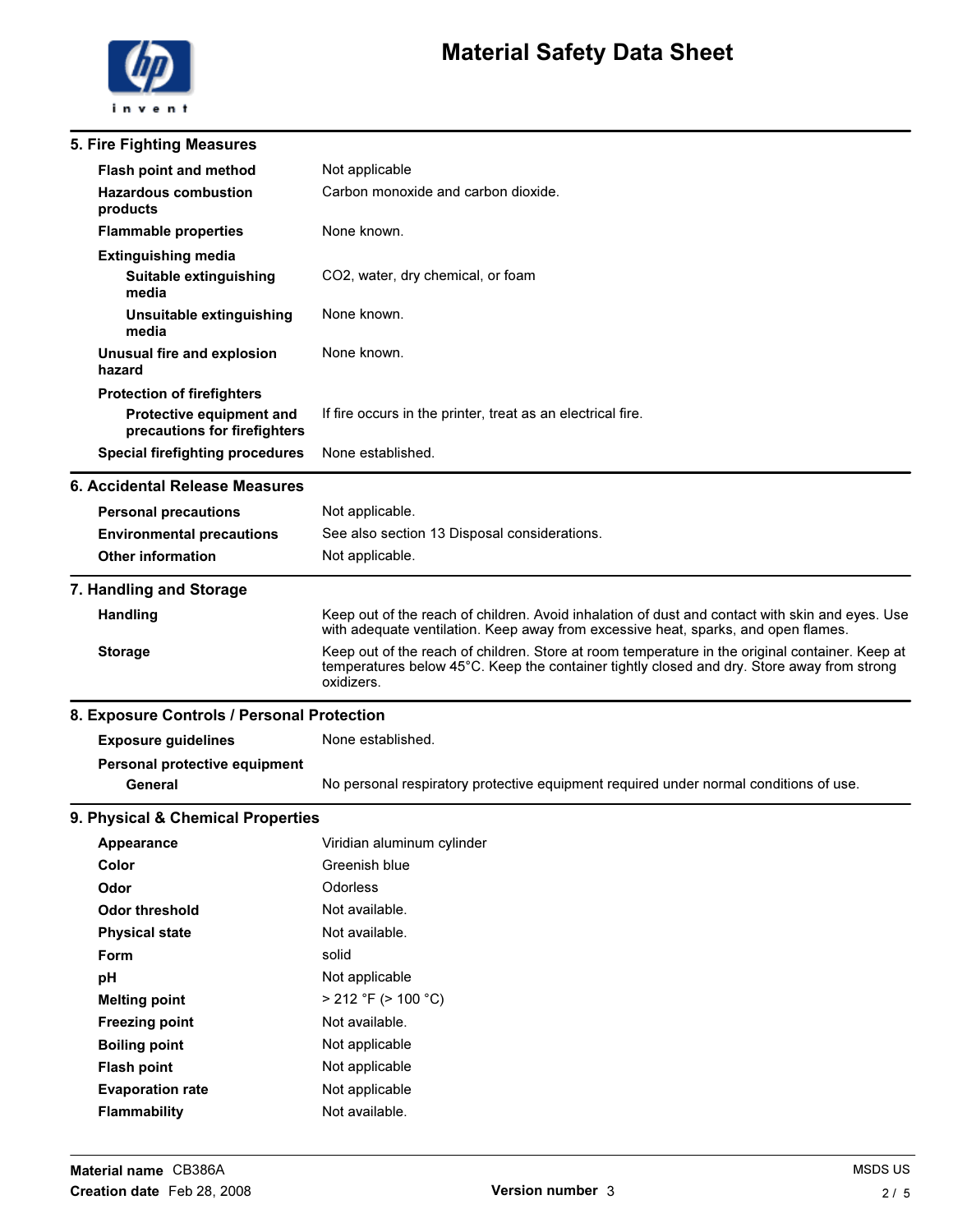# Material Safety Data Sheet

## 5. Fire Fighting Measures

| | |
|---|---|
| **Flash point and method** | Not applicable |
| **Hazardous combustion products** | Carbon monoxide and carbon dioxide. |
| **Flammable properties** | None known. |
| **Extinguishing media** | |
| **Suitable extinguishing media** | $CO_2$, water, dry chemical, or foam |
| **Unsuitable extinguishing media** | None known. |
| **Unusual fire and explosion hazard** | None known. |
| **Protection of firefighters** | |
| **Protective equipment and precautions for firefighters** | If fire occurs in the printer, treat as an electrical fire. |
| **Special firefighting procedures** | None established. |

## 6. Accidental Release Measures

| | |
|---|---|
| **Personal precautions** | Not applicable. |
| **Environmental precautions** | See also section 13 Disposal considerations. |
| **Other information** | Not applicable. |

## 7. Handling and Storage

| | |
|---|---|
| **Handling** | Keep out of the reach of children. Avoid inhalation of dust and contact with skin and eyes. Use with adequate ventilation. Keep away from excessive heat, sparks, and open flames. |
| **Storage** | Keep out of the reach of children. Store at room temperature in the original container. Keep at temperatures below 45°C. Keep the container tightly closed and dry. Store away from strong oxidizers. |

## 8. Exposure Controls / Personal Protection

| | |
|---|---|
| **Exposure guidelines** | None established. |
| **Personal protective equipment** | |
| **General** | No personal respiratory protective equipment required under normal conditions of use. |

## 9. Physical & Chemical Properties

| | |
|---|---|
| **Appearance** | Viridian aluminum cylinder |
| **Color** | Greenish blue |
| **Odor** | Odorless |
| **Odor threshold** | Not available. |
| **Physical state** | Not available. |
| **Form** | solid |
| **pH** | Not applicable |
| **Melting point** | > 212 °F (> 100 °C) |
| **Freezing point** | Not available. |
| **Boiling point** | Not applicable |
| **Flash point** | Not applicable |
| **Evaporation rate** | Not applicable |
| **Flammability** | Not available. |

**Material name** CB386A
**Creation date** Feb 28, 2008
**Version number** 3
MSDS US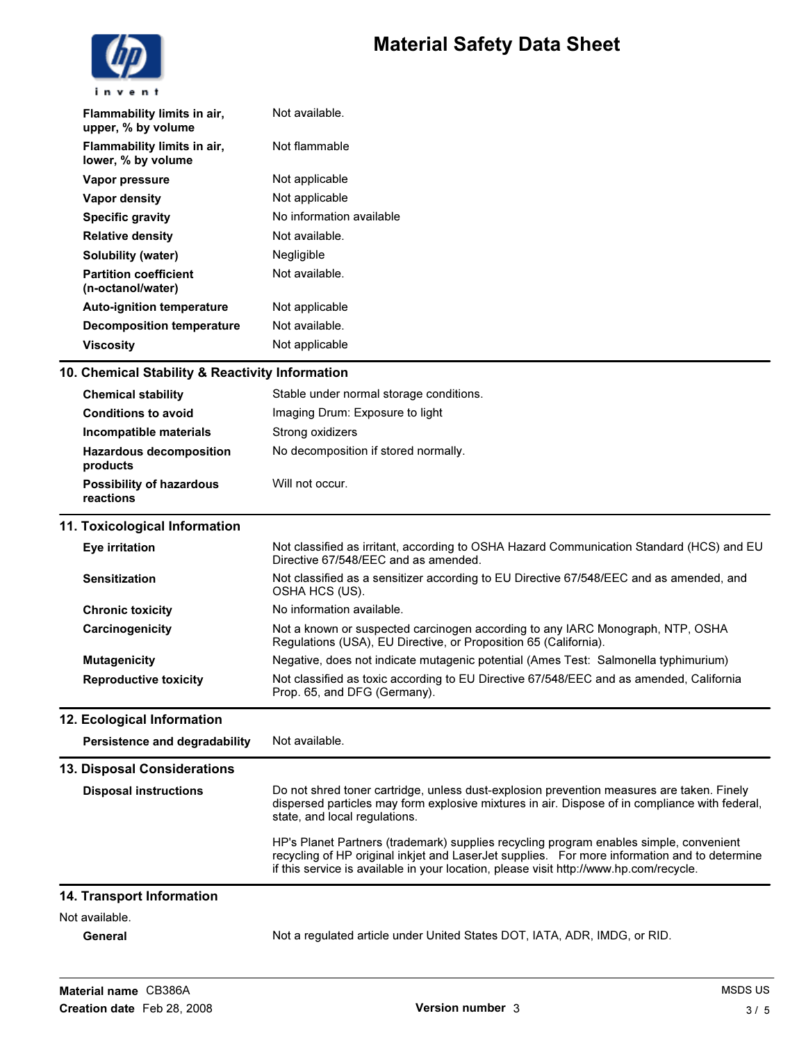| | |
|---|---|
| **Flammability limits in air, upper, % by volume** | Not available. |
| **Flammability limits in air, lower, % by volume** | Not flammable |
| **Vapor pressure** | Not applicable |
| **Vapor density** | Not applicable |
| **Specific gravity** | No information available |
| **Relative density** | Not available. |
| **Solubility (water)** | Negligible |
| **Partition coefficient (n-octanol/water)** | Not available. |
| **Auto-ignition temperature** | Not applicable |
| **Decomposition temperature** | Not available. |
| **Viscosity** | Not applicable |

## 10. Chemical Stability & Reactivity Information

| | |
|---|---|
| **Chemical stability** | Stable under normal storage conditions. |
| **Conditions to avoid** | Imaging Drum: Exposure to light |
| **Incompatible materials** | Strong oxidizers |
| **Hazardous decomposition products** | No decomposition if stored normally. |
| **Possibility of hazardous reactions** | Will not occur. |

## 11. Toxicological Information

| | |
|---|---|
| **Eye irritation** | Not classified as irritant, according to OSHA Hazard Communication Standard (HCS) and EU Directive 67/548/EEC and as amended. |
| **Sensitization** | Not classified as a sensitizer according to EU Directive 67/548/EEC and as amended, and OSHA HCS (US). |
| **Chronic toxicity** | No information available. |
| **Carcinogenicity** | Not a known or suspected carcinogen according to any IARC Monograph, NTP, OSHA Regulations (USA), EU Directive, or Proposition 65 (California). |
| **Mutagenicity** | Negative, does not indicate mutagenic potential (Ames Test: Salmonella typhimurium) |
| **Reproductive toxicity** | Not classified as toxic according to EU Directive 67/548/EEC and as amended, California Prop. 65, and DFG (Germany). |

## 12. Ecological Information

| | |
|---|---|
| **Persistence and degradability** | Not available. |

## 13. Disposal Considerations

**Disposal instructions**

Do not shred toner cartridge, unless dust-explosion prevention measures are taken. Finely dispersed particles may form explosive mixtures in air. Dispose of in compliance with federal, state, and local regulations.

HP's Planet Partners (trademark) supplies recycling program enables simple, convenient recycling of HP original inkjet and LaserJet supplies. For more information and to determine if this service is available in your location, please visit http://www.hp.com/recycle.

## 14. Transport Information

Not available.

| | |
|---|---|
| **General** | Not a regulated article under United States DOT, IATA, ADR, IMDG, or RID. |

**Material name** CB386A

**Creation date** Feb 28, 2008

**Version number** 3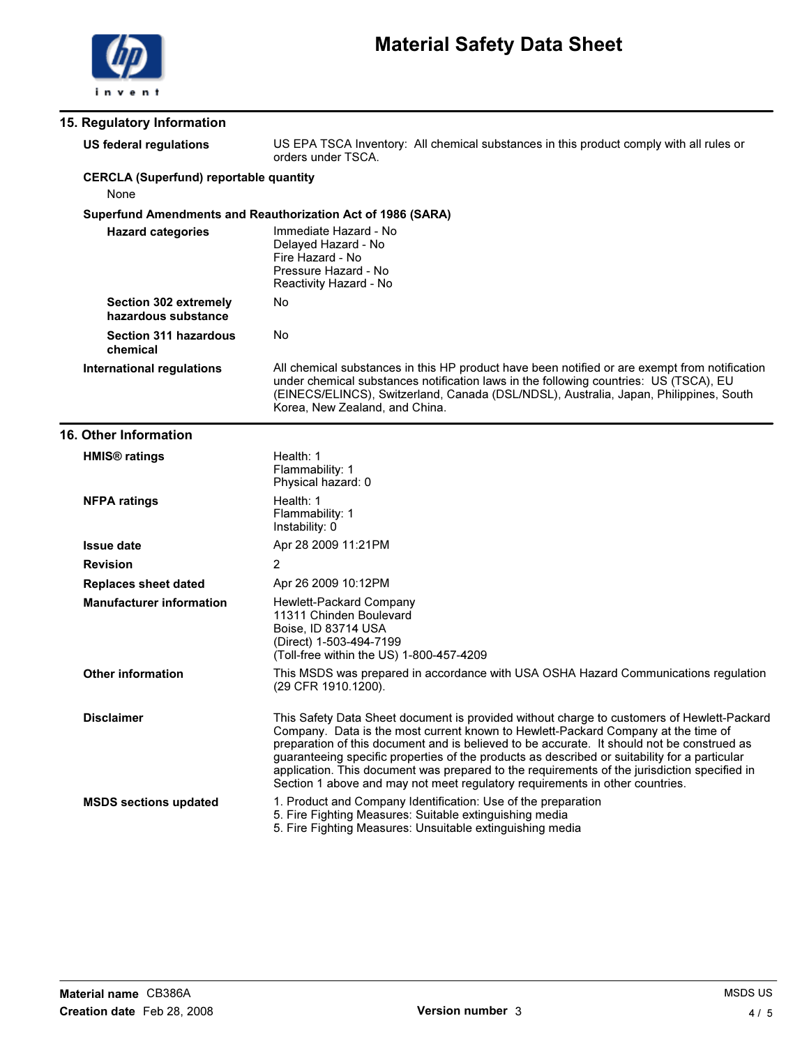## 15. Regulatory Information

**US federal regulations**

US EPA TSCA Inventory: All chemical substances in this product comply with all rules or orders under TSCA.

**CERCLA (Superfund) reportable quantity**

None

**Superfund Amendments and Reauthorization Act of 1986 (SARA)**

**Hazard categories**

Immediate Hazard - No
Delayed Hazard - No
Fire Hazard - No
Pressure Hazard - No
Reactivity Hazard - No

**Section 302 extremely hazardous substance**

No

**Section 311 hazardous chemical**

No

**International regulations**

All chemical substances in this HP product have been notified or are exempt from notification under chemical substances notification laws in the following countries: US (TSCA), EU (EINECS/ELINCS), Switzerland, Canada (DSL/NDSL), Australia, Japan, Philippines, South Korea, New Zealand, and China.

## 16. Other Information

**HMIS® ratings**

Health: 1
Flammability: 1
Physical hazard: 0

**NFPA ratings**

Health: 1
Flammability: 1
Instability: 0

**Issue date**

Apr 28 2009 11:21PM

**Revision**

2

**Replaces sheet dated**

Apr 26 2009 10:12PM

**Manufacturer information**

Hewlett-Packard Company
11311 Chinden Boulevard
Boise, ID 83714 USA
(Direct) 1-503-494-7199
(Toll-free within the US) 1-800-457-4209

**Other information**

This MSDS was prepared in accordance with USA OSHA Hazard Communications regulation (29 CFR 1910.1200).

**Disclaimer**

This Safety Data Sheet document is provided without charge to customers of Hewlett-Packard Company. Data is the most current known to Hewlett-Packard Company at the time of preparation of this document and is believed to be accurate. It should not be construed as guaranteeing specific properties of the products as described or suitability for a particular application. This document was prepared to the requirements of the jurisdiction specified in Section 1 above and may not meet regulatory requirements in other countries.

**MSDS sections updated**

1. Product and Company Identification: Use of the preparation
5. Fire Fighting Measures: Suitable extinguishing media
5. Fire Fighting Measures: Unsuitable extinguishing media

**Material name** CB386A
**Creation date** Feb 28, 2008
**Version number** 3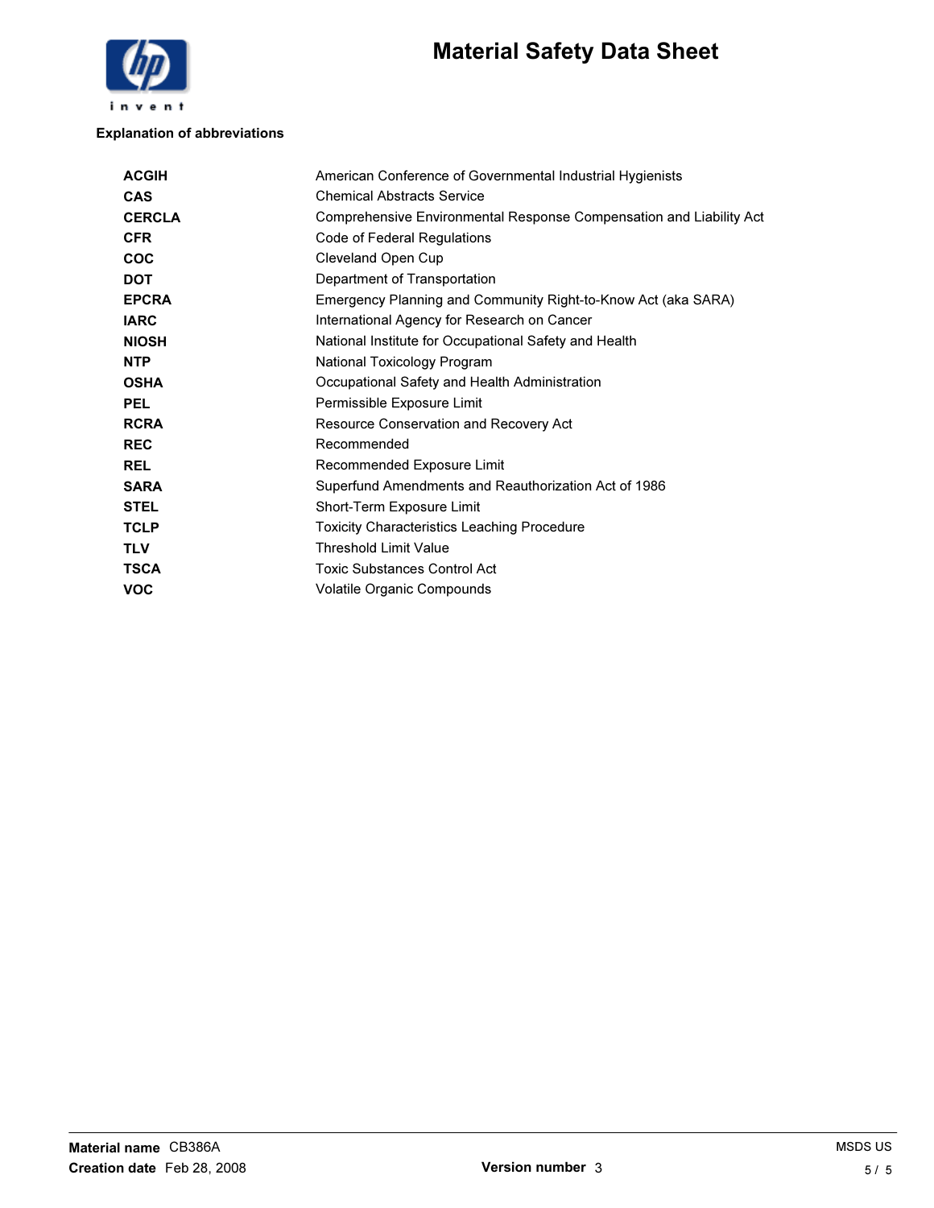### Explanation of abbreviations

| | |
|---|---|
| **ACGIH** | American Conference of Governmental Industrial Hygienists |
| **CAS** | Chemical Abstracts Service |
| **CERCLA** | Comprehensive Environmental Response Compensation and Liability Act |
| **CFR** | Code of Federal Regulations |
| **COC** | Cleveland Open Cup |
| **DOT** | Department of Transportation |
| **EPCRA** | Emergency Planning and Community Right-to-Know Act (aka SARA) |
| **IARC** | International Agency for Research on Cancer |
| **NIOSH** | National Institute for Occupational Safety and Health |
| **NTP** | National Toxicology Program |
| **OSHA** | Occupational Safety and Health Administration |
| **PEL** | Permissible Exposure Limit |
| **RCRA** | Resource Conservation and Recovery Act |
| **REC** | Recommended |
| **REL** | Recommended Exposure Limit |
| **SARA** | Superfund Amendments and Reauthorization Act of 1986 |
| **STEL** | Short-Term Exposure Limit |
| **TCLP** | Toxicity Characteristics Leaching Procedure |
| **TLV** | Threshold Limit Value |
| **TSCA** | Toxic Substances Control Act |
| **VOC** | Volatile Organic Compounds |